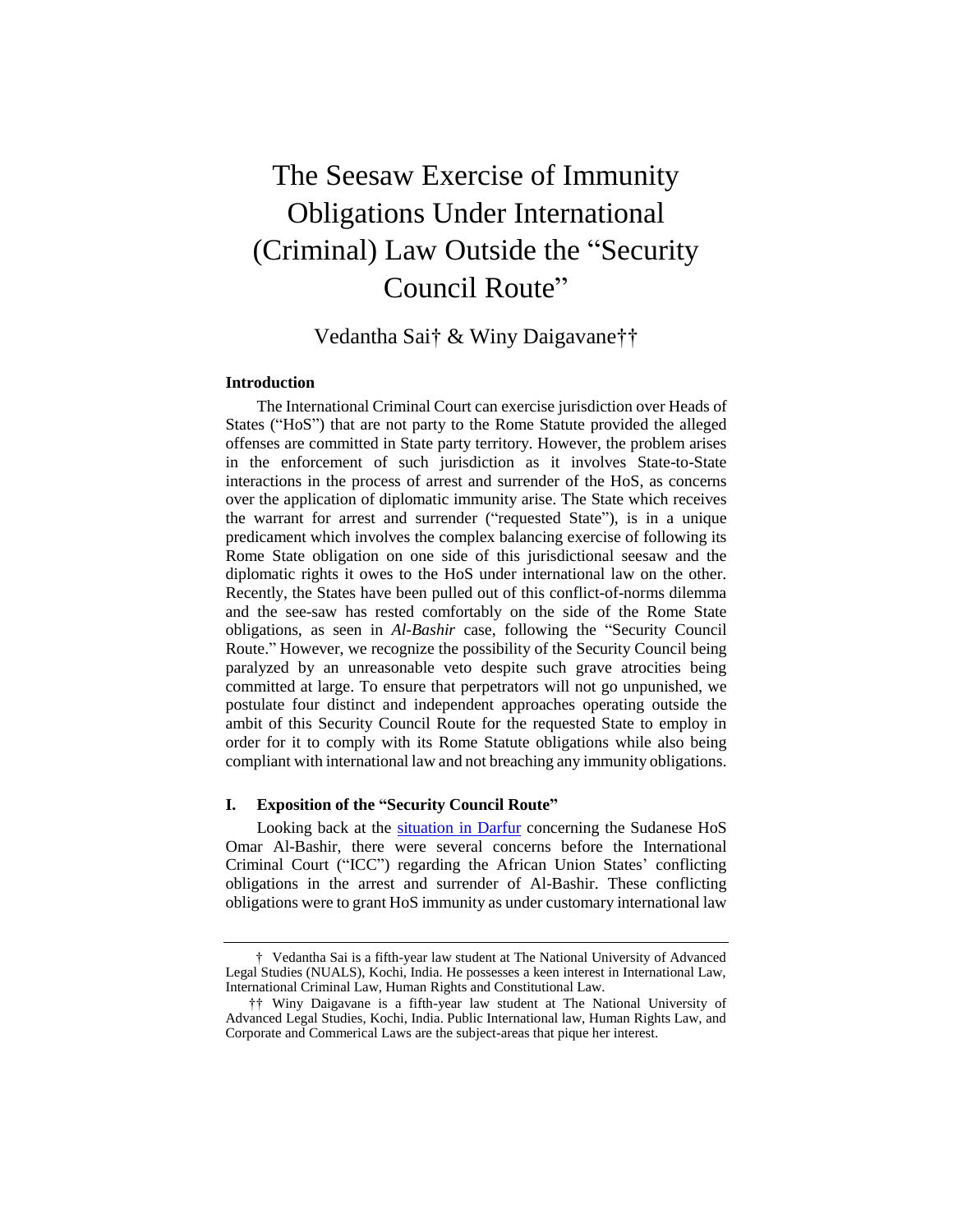# The Seesaw Exercise of Immunity Obligations Under International (Criminal) Law Outside the "Security Council Route"

Vedantha Sai† & Winy Daigavane††

### Introduction

The International Criminal Court can exercise jurisdiction over Heads of States ("HoS") that are not party to the Rome Statute provided the alleged offenses are committed in State party territory. However, the problem arises in the enforcement of such jurisdiction as it involves State-to-State interactions in the process of arrest and surrender of the HoS, as concerns over the application of diplomatic immunity arise. The State which receives the warrant for arrest and surrender ("requested State"), is in a unique predicament which involves the complex balancing exercise of following its Rome State obligation on one side of this jurisdictional seesaw and the diplomatic rights it owes to the HoS under international law on the other. Recently, the States have been pulled out of this conflict-of-norms dilemma and the see-saw has rested comfortably on the side of the Rome State obligations, as seen in *Al-Bashir* case, following the "Security Council Route." However, we recognize the possibility of the Security Council being paralyzed by an unreasonable veto despite such grave atrocities being committed at large. To ensure that perpetrators will not go unpunished, we postulate four distinct and independent approaches operating outside the ambit of this Security Council Route for the requested State to employ in order for it to comply with its Rome Statute obligations while also being compliant with international law and not breaching any immunity obligations.

### I. Exposition of the "Security Council Route"

Looking back at the situation in Darfur concerning the Sudanese HoS Omar Al-Bashir, there were several concerns before the International Criminal Court ("ICC") regarding the African Union States' conflicting obligations in the arrest and surrender of Al-Bashir. These conflicting obligations were to grant HoS immunity as under customary international law

---

† Vedantha Sai is a fifth-year law student at The National University of Advanced Legal Studies (NUALS), Kochi, India. He possesses a keen interest in International Law, International Criminal Law, Human Rights and Constitutional Law.

†† Winy Daigavane is a fifth-year law student at The National University of Advanced Legal Studies (NUALS), Kochi, India. Public International law, Human Rights Law, and Corporate and Commerical Laws are the subject-areas that pique her interest.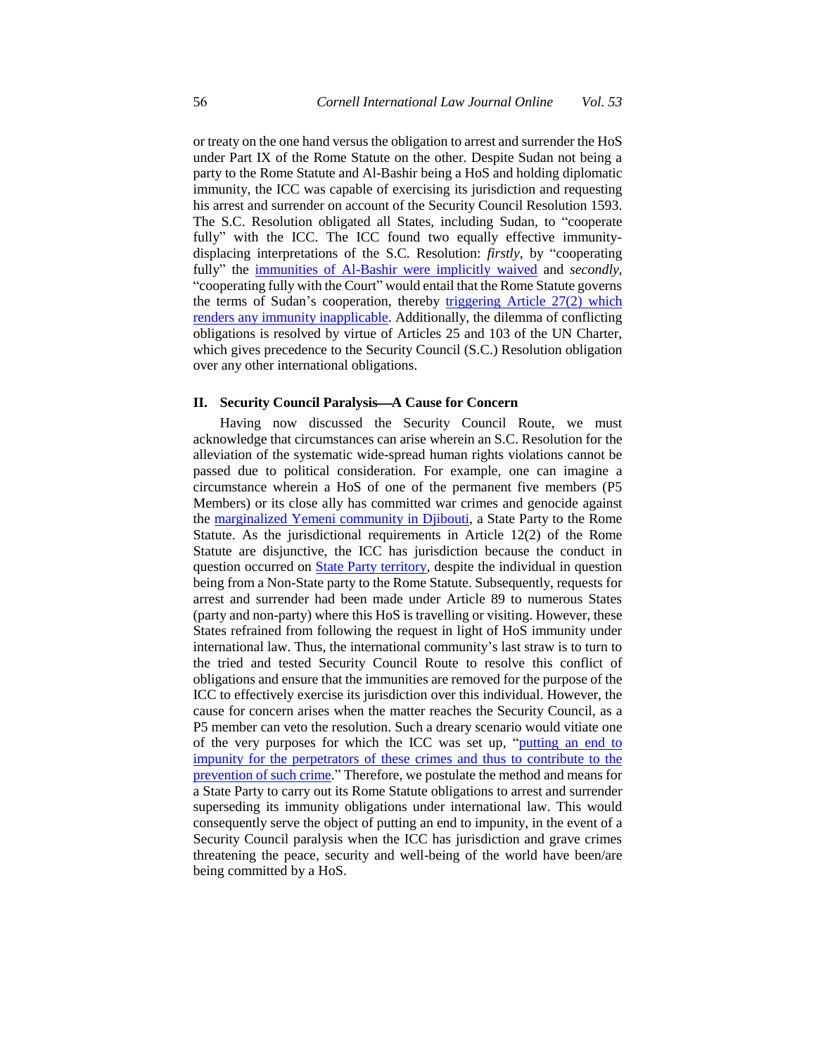or treaty on the one hand versus the obligation to arrest and surrender the HoS under Part IX of the Rome Statute on the other. Despite Sudan not being a party to the Rome Statute and Al-Bashir being a HoS and holding diplomatic immunity, the ICC was capable of exercising its jurisdiction and requesting his arrest and surrender on account of the Security Council Resolution 1593. The S.C. Resolution obligated all States, including Sudan, to "cooperate fully" with the ICC. The ICC found two equally effective immunity-displacing interpretations of the S.C. Resolution: *firstly*, by "cooperating fully" the immunities of Al-Bashir were implicitly waived and *secondly*, "cooperating fully with the Court" would entail that the Rome Statute governs the terms of Sudan's cooperation, thereby triggering Article 27(2) which renders any immunity inapplicable. Additionally, the dilemma of conflicting obligations is resolved by virtue of Articles 25 and 103 of the UN Charter, which gives precedence to the Security Council (S.C.) Resolution obligation over any other international obligations.

## II. Security Council Paralysis—A Cause for Concern

Having now discussed the Security Council Route, we must acknowledge that circumstances can arise wherein an S.C. Resolution for the alleviation of the systematic wide-spread human rights violations cannot be passed due to political consideration. For example, one can imagine a circumstance wherein a HoS of one of the permanent five members (P5 Members) or its close ally has committed war crimes and genocide against the marginalized Yemeni community in Djibouti, a State Party to the Rome Statute. As the jurisdictional requirements in Article 12(2) of the Rome Statute are disjunctive, the ICC has jurisdiction because the conduct in question occurred on State Party territory, despite the individual in question being from a Non-State party to the Rome Statute. Subsequently, requests for arrest and surrender had been made under Article 89 to numerous States (party and non-party) where this HoS is travelling or visiting. However, these States refrained from following the request in light of HoS immunity under international law. Thus, the international community's last straw is to turn to the tried and tested Security Council Route to resolve this conflict of obligations and ensure that the immunities are removed for the purpose of the ICC to effectively exercise its jurisdiction over this individual. However, the cause for concern arises when the matter reaches the Security Council, as a P5 member can veto the resolution. Such a dreary scenario would vitiate one of the very purposes for which the ICC was set up, "putting an end to impunity for the perpetrators of these crimes and thus to contribute to the prevention of such crime." Therefore, we postulate the method and means for a State Party to carry out its Rome Statute obligations to arrest and surrender superseding its immunity obligations under international law. This would consequently serve the object of putting an end to impunity, in the event of a Security Council paralysis when the ICC has jurisdiction and grave crimes threatening the peace, security and well-being of the world have been/are being committed by a HoS.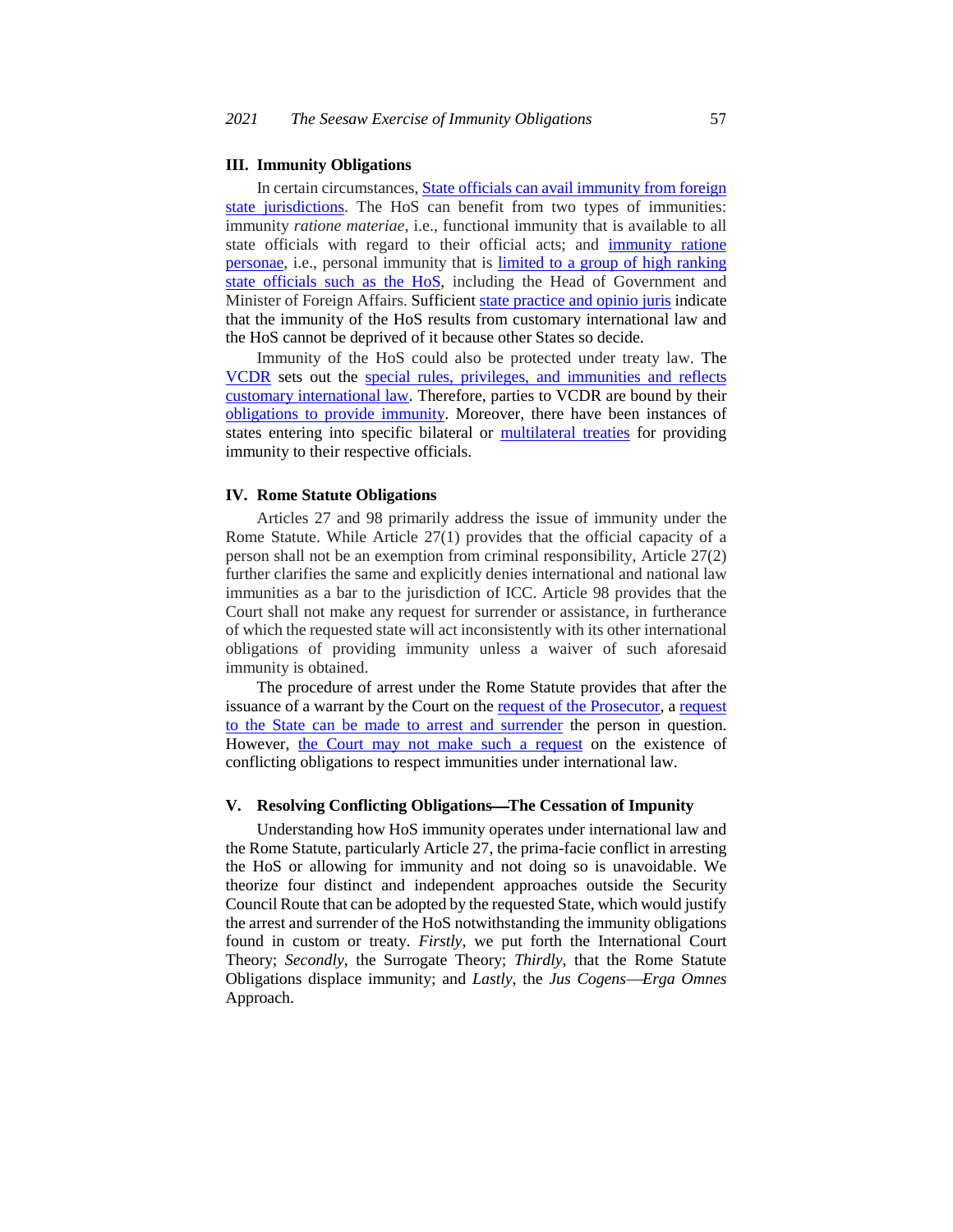## III. Immunity Obligations

In certain circumstances, State officials can avail immunity from foreign state jurisdictions. The HoS can benefit from two types of immunities: immunity *ratione materiae*, i.e., functional immunity that is available to all state officials with regard to their official acts; and immunity ratione personae, i.e., personal immunity that is limited to a group of high ranking state officials such as the HoS, including the Head of Government and Minister of Foreign Affairs. Sufficient state practice and opinio juris indicate that the immunity of the HoS results from customary international law and the HoS cannot be deprived of it because other States so decide.

Immunity of the HoS could also be protected under treaty law. The VCDR sets out the special rules, privileges, and immunities and reflects customary international law. Therefore, parties to VCDR are bound by their obligations to provide immunity. Moreover, there have been instances of states entering into specific bilateral or multilateral treaties for providing immunity to their respective officials.

## IV. Rome Statute Obligations

Articles 27 and 98 primarily address the issue of immunity under the Rome Statute. While Article 27(1) provides that the official capacity of a person shall not be an exemption from criminal responsibility, Article 27(2) further clarifies the same and explicitly denies international and national law immunities as a bar to the jurisdiction of ICC. Article 98 provides that the Court shall not make any request for surrender or assistance, in furtherance of which the requested state will act inconsistently with its other international obligations of providing immunity unless a waiver of such aforesaid immunity is obtained.

The procedure of arrest under the Rome Statute provides that after the issuance of a warrant by the Court on the request of the Prosecutor, a request to the State can be made to arrest and surrender the person in question. However, the Court may not make such a request on the existence of conflicting obligations to respect immunities under international law.

## V. Resolving Conflicting Obligations—The Cessation of Impunity

Understanding how HoS immunity operates under international law and the Rome Statute, particularly Article 27, the prima-facie conflict in arresting the HoS or allowing for immunity and not doing so is unavoidable. We theorize four distinct and independent approaches outside the Security Council Route that can be adopted by the requested State, which would justify the arrest and surrender of the HoS notwithstanding the immunity obligations found in custom or treaty. *Firstly*, we put forth the International Court Theory; *Secondly*, the Surrogate Theory; *Thirdly*, that the Rome Statute Obligations displace immunity; and *Lastly*, the *Jus Cogens*—*Erga Omnes* Approach.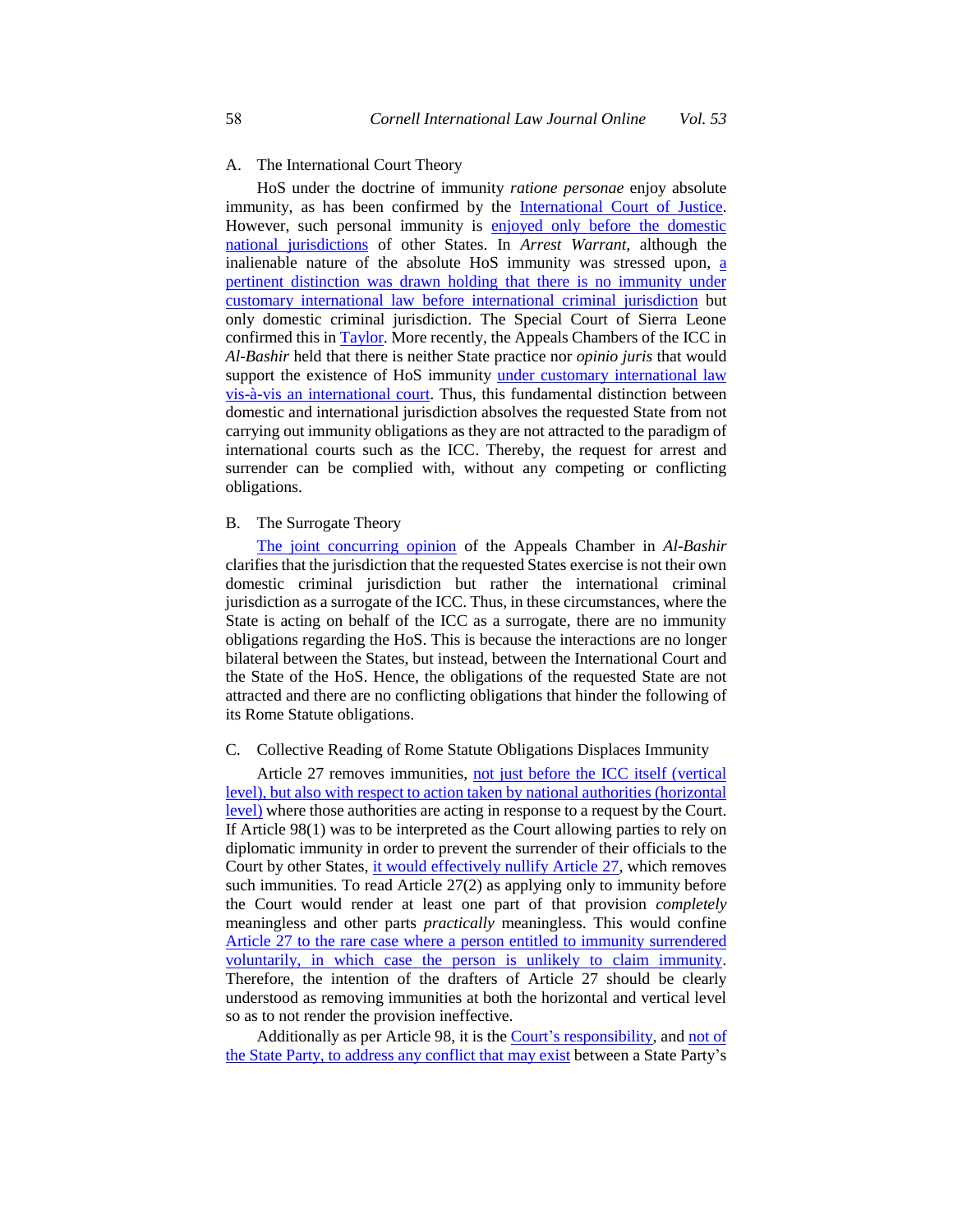### A. The International Court Theory

HoS under the doctrine of immunity *ratione personae* enjoy absolute immunity, as has been confirmed by the International Court of Justice. However, such personal immunity is enjoyed only before the domestic national jurisdictions of other States. In *Arrest Warrant*, although the inalienable nature of the absolute HoS immunity was stressed upon, a pertinent distinction was drawn holding that there is no immunity under customary international law before international criminal jurisdiction but only domestic criminal jurisdiction. The Special Court of Sierra Leone confirmed this in Taylor. More recently, the Appeals Chambers of the ICC in *Al-Bashir* held that there is neither State practice nor *opinio juris* that would support the existence of HoS immunity under customary international law vis-à-vis an international court. Thus, this fundamental distinction between domestic and international jurisdiction absolves the requested State from not carrying out immunity obligations as they are not attracted to the paradigm of international courts such as the ICC. Thereby, the request for arrest and surrender can be complied with, without any competing or conflicting obligations.

### B. The Surrogate Theory

The joint concurring opinion of the Appeals Chamber in *Al-Bashir* clarifies that the jurisdiction that the requested States exercise is not their own domestic criminal jurisdiction but rather the international criminal jurisdiction as a surrogate of the ICC. Thus, in these circumstances, where the State is acting on behalf of the ICC as a surrogate, there are no immunity obligations regarding the HoS. This is because the interactions are no longer bilateral between the States, but instead, between the International Court and the State of the HoS. Hence, the obligations of the requested State are not attracted and there are no conflicting obligations that hinder the following of its Rome Statute obligations.

### C. Collective Reading of Rome Statute Obligations Displaces Immunity

Article 27 removes immunities, not just before the ICC itself (vertical level), but also with respect to action taken by national authorities (horizontal level) where those authorities are acting in response to a request by the Court. If Article 98(1) was to be interpreted as the Court allowing parties to rely on diplomatic immunity in order to prevent the surrender of their officials to the Court by other States, it would effectively nullify Article 27, which removes such immunities. To read Article 27(2) as applying only to immunity before the Court would render at least one part of that provision *completely* meaningless and other parts *practically* meaningless. This would confine Article 27 to the rare case where a person entitled to immunity surrendered voluntarily, in which case the person is unlikely to claim immunity. Therefore, the intention of the drafters of Article 27 should be clearly understood as removing immunities at both the horizontal and vertical level so as to not render the provision ineffective.

Additionally as per Article 98, it is the Court's responsibility, and not of the State Party, to address any conflict that may exist between a State Party's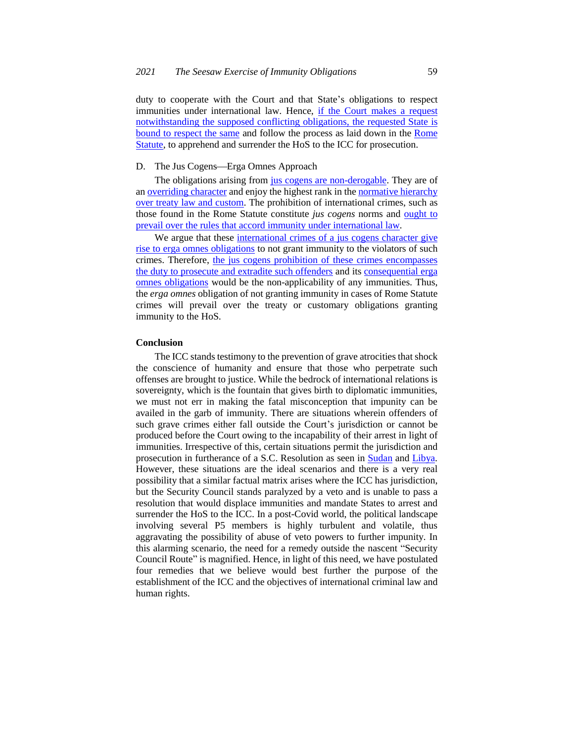duty to cooperate with the Court and that State's obligations to respect immunities under international law. Hence, if the Court makes a request notwithstanding the supposed conflicting obligations, the requested State is bound to respect the same and follow the process as laid down in the Rome Statute, to apprehend and surrender the HoS to the ICC for prosecution.

### D. The Jus Cogens—Erga Omnes Approach

The obligations arising from jus cogens are non-derogable. They are of an overriding character and enjoy the highest rank in the normative hierarchy over treaty law and custom. The prohibition of international crimes, such as those found in the Rome Statute constitute *jus cogens* norms and ought to prevail over the rules that accord immunity under international law.

We argue that these international crimes of a jus cogens character give rise to erga omnes obligations to not grant immunity to the violators of such crimes. Therefore, the jus cogens prohibition of these crimes encompasses the duty to prosecute and extradite such offenders and its consequential erga omnes obligations would be the non-applicability of any immunities. Thus, the *erga omnes* obligation of not granting immunity in cases of Rome Statute crimes will prevail over the treaty or customary obligations granting immunity to the HoS.

## Conclusion

The ICC stands testimony to the prevention of grave atrocities that shock the conscience of humanity and ensure that those who perpetrate such offenses are brought to justice. While the bedrock of international relations is sovereignty, which is the fountain that gives birth to diplomatic immunities, we must not err in making the fatal misconception that impunity can be availed in the garb of immunity. There are situations wherein offenders of such grave crimes either fall outside the Court's jurisdiction or cannot be produced before the Court owing to the incapability of their arrest in light of immunities. Irrespective of this, certain situations permit the jurisdiction and prosecution in furtherance of a S.C. Resolution as seen in Sudan and Libya. However, these situations are the ideal scenarios and there is a very real possibility that a similar factual matrix arises where the ICC has jurisdiction, but the Security Council stands paralyzed by a veto and is unable to pass a resolution that would displace immunities and mandate States to arrest and surrender the HoS to the ICC. In a post-Covid world, the political landscape involving several P5 members is highly turbulent and volatile, thus aggravating the possibility of abuse of veto powers to further impunity. In this alarming scenario, the need for a remedy outside the nascent "Security Council Route" is magnified. Hence, in light of this need, we have postulated four remedies that we believe would best further the purpose of the establishment of the ICC and the objectives of international criminal law and human rights.